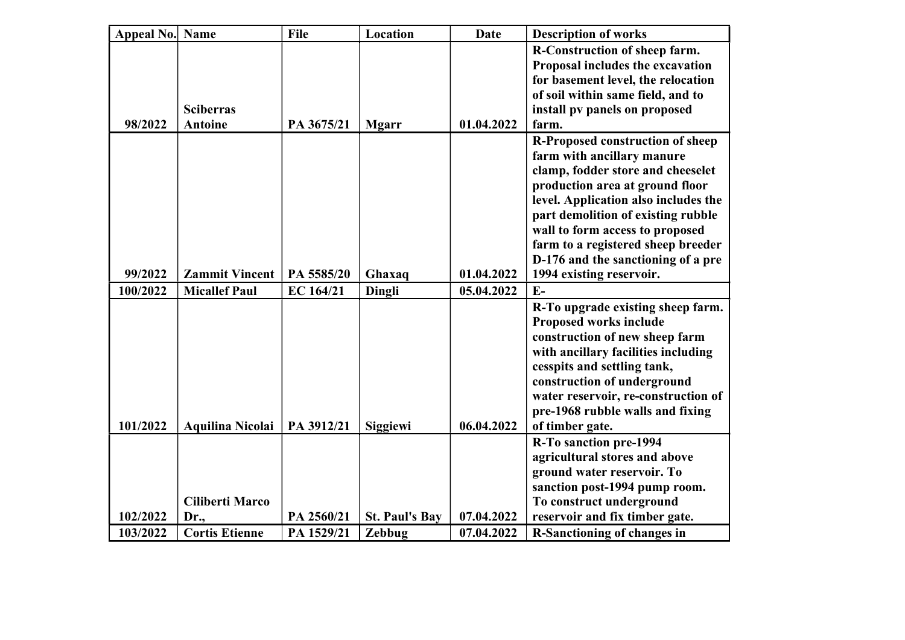| Appeal No. | Name | File | Location | Date | Description of works |
|---|---|---|---|---|---|
| 98/2022 | Sciberras Antoine | PA 3675/21 | Mgarr | 01.04.2022 | R-Construction of sheep farm. Proposal includes the excavation for basement level, the relocation of soil within same field, and to install pv panels on proposed farm. |
| 99/2022 | Zammit Vincent | PA 5585/20 | Ghaxaq | 01.04.2022 | R-Proposed construction of sheep farm with ancillary manure clamp, fodder store and cheeselet production area at ground floor level. Application also includes the part demolition of existing rubble wall to form access to proposed farm to a registered sheep breeder D-176 and the sanctioning of a pre 1994 existing reservoir. |
| 100/2022 | Micallef Paul | EC 164/21 | Dingli | 05.04.2022 | E- |
| 101/2022 | Aquilina Nicolai | PA 3912/21 | Siggiewi | 06.04.2022 | R-To upgrade existing sheep farm. Proposed works include construction of new sheep farm with ancillary facilities including cesspits and settling tank, construction of underground water reservoir, re-construction of pre-1968 rubble walls and fixing of timber gate. |
| 102/2022 | Ciliberti Marco Dr., | PA 2560/21 | St. Paul's Bay | 07.04.2022 | R-To sanction pre-1994 agricultural stores and above ground water reservoir. To sanction post-1994 pump room. To construct underground reservoir and fix timber gate. |
| 103/2022 | Cortis Etienne | PA 1529/21 | Zebbug | 07.04.2022 | R-Sanctioning of changes in |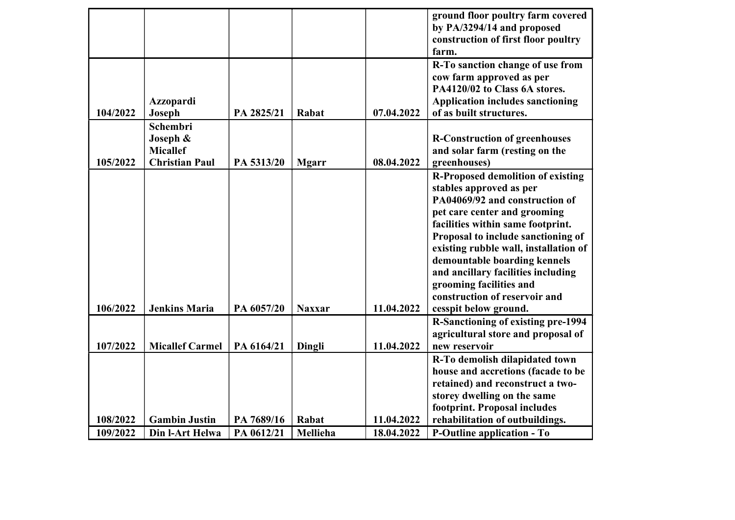|  |  |  |  |  |  |
|---|---|---|---|---|---|
|  |  |  |  |  | **ground floor poultry farm covered by PA/3294/14 and proposed construction of first floor poultry farm.** |
| **104/2022** | **Azzopardi Joseph** | **PA 2825/21** | **Rabat** | **07.04.2022** | **R-To sanction change of use from cow farm approved as per PA4120/02 to Class 6A stores. Application includes sanctioning of as built structures.** |
| **105/2022** | **Schembri Joseph & Micallef Christian Paul** | **PA 5313/20** | **Mgarr** | **08.04.2022** | **R-Construction of greenhouses and solar farm (resting on the greenhouses)** |
| **106/2022** | **Jenkins Maria** | **PA 6057/20** | **Naxxar** | **11.04.2022** | **R-Proposed demolition of existing stables approved as per PA04069/92 and construction of pet care center and grooming facilities within same footprint. Proposal to include sanctioning of existing rubble wall, installation of demountable boarding kennels and ancillary facilities including grooming facilities and construction of reservoir and cesspit below ground.** |
| **107/2022** | **Micallef Carmel** | **PA 6164/21** | **Dingli** | **11.04.2022** | **R-Sanctioning of existing pre-1994 agricultural store and proposal of new reservoir** |
| **108/2022** | **Gambin Justin** | **PA 7689/16** | **Rabat** | **11.04.2022** | **R-To demolish dilapidated town house and accretions (facade to be retained) and reconstruct a two-storey dwelling on the same footprint. Proposal includes rehabilitation of outbuildings.** |
| **109/2022** | **Din l-Art Helwa** | **PA 0612/21** | **Mellieha** | **18.04.2022** | **P-Outline application - To** |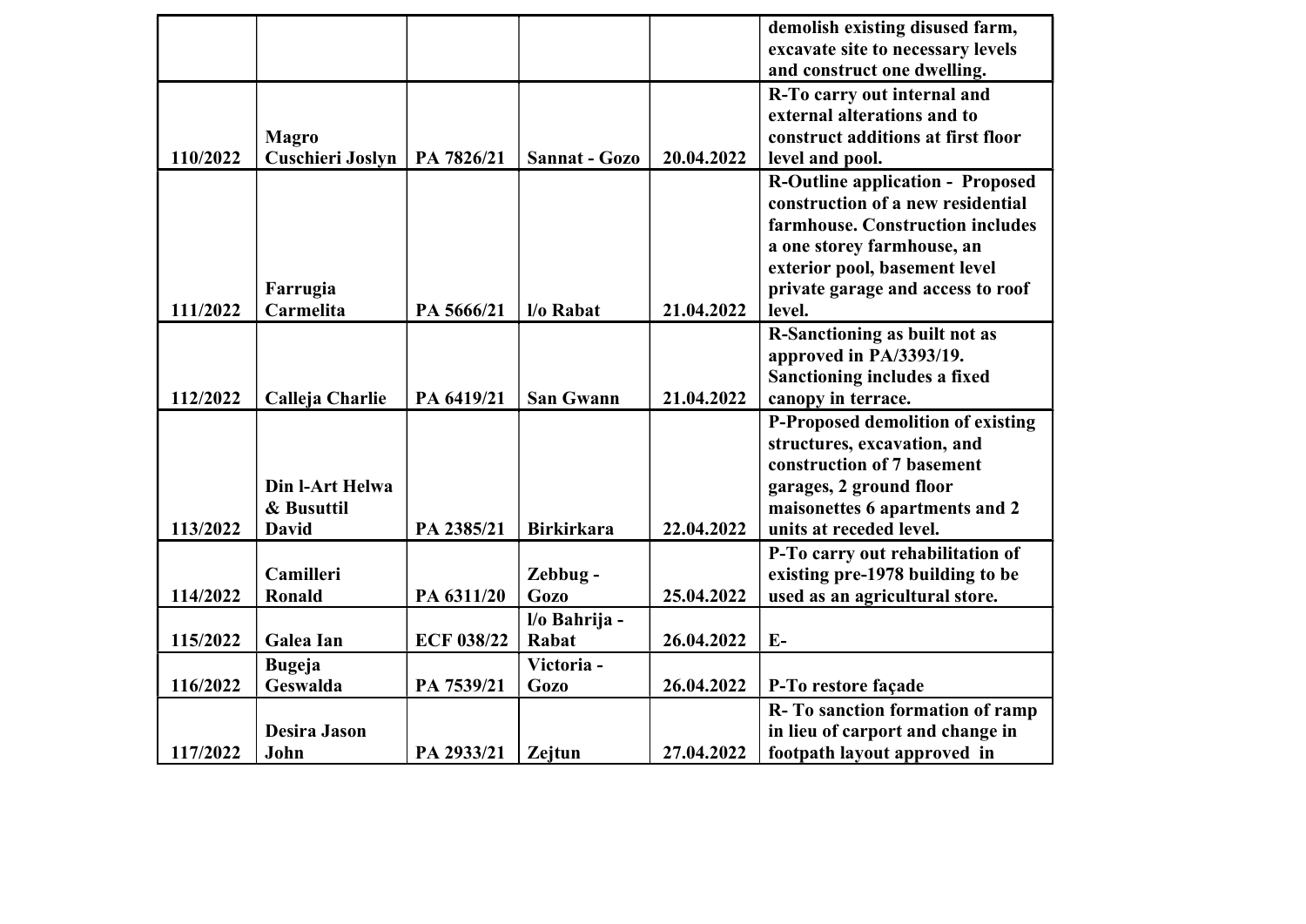| | | | | | |
|---|---|---|---|---|---|
| | | | | | **demolish existing disused farm, excavate site to necessary levels and construct one dwelling.** |
| **110/2022** | **Magro Cuschieri Joslyn** | **PA 7826/21** | **Sannat - Gozo** | **20.04.2022** | **R-To carry out internal and external alterations and to construct additions at first floor level and pool.** |
| **111/2022** | **Farrugia Carmelita** | **PA 5666/21** | **l/o Rabat** | **21.04.2022** | **R-Outline application - Proposed construction of a new residential farmhouse. Construction includes a one storey farmhouse, an exterior pool, basement level private garage and access to roof level.** |
| **112/2022** | **Calleja Charlie** | **PA 6419/21** | **San Gwann** | **21.04.2022** | **R-Sanctioning as built not as approved in PA/3393/19. Sanctioning includes a fixed canopy in terrace.** |
| **113/2022** | **Din l-Art Helwa & Busuttil David** | **PA 2385/21** | **Birkirkara** | **22.04.2022** | **P-Proposed demolition of existing structures, excavation, and construction of 7 basement garages, 2 ground floor maisonettes 6 apartments and 2 units at receded level.** |
| **114/2022** | **Camilleri Ronald** | **PA 6311/20** | **Zebbug - Gozo** | **25.04.2022** | **P-To carry out rehabilitation of existing pre-1978 building to be used as an agricultural store.** |
| **115/2022** | **Galea Ian** | **ECF 038/22** | **l/o Bahrija - Rabat** | **26.04.2022** | **E-** |
| **116/2022** | **Bugeja Geswalda** | **PA 7539/21** | **Victoria - Gozo** | **26.04.2022** | **P-To restore façade** |
| **117/2022** | **Desira Jason John** | **PA 2933/21** | **Zejtun** | **27.04.2022** | **R- To sanction formation of ramp in lieu of carport and change in footpath layout approved in** |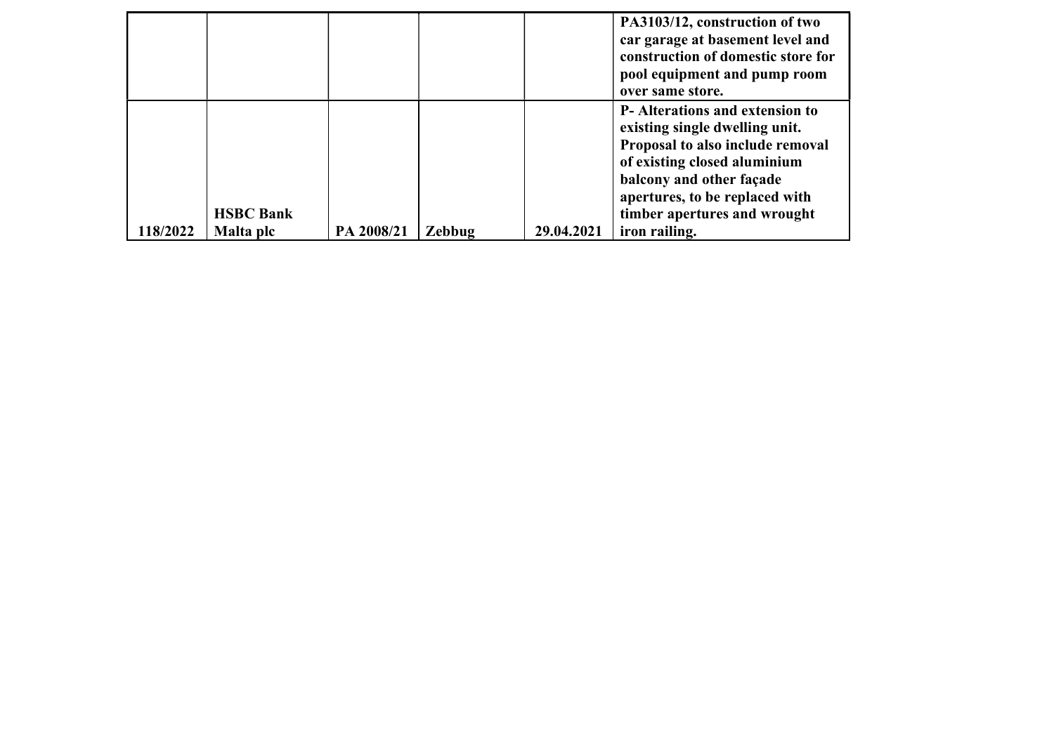| | | | | | |
|---|---|---|---|---|---|
| | | | | | PA3103/12, construction of two car garage at basement level and construction of domestic store for pool equipment and pump room over same store. |
| 118/2022 | HSBC Bank Malta plc | PA 2008/21 | Zebbug | 29.04.2021 | P- Alterations and extension to existing single dwelling unit. Proposal to also include removal of existing closed aluminium balcony and other façade apertures, to be replaced with timber apertures and wrought iron railing. |